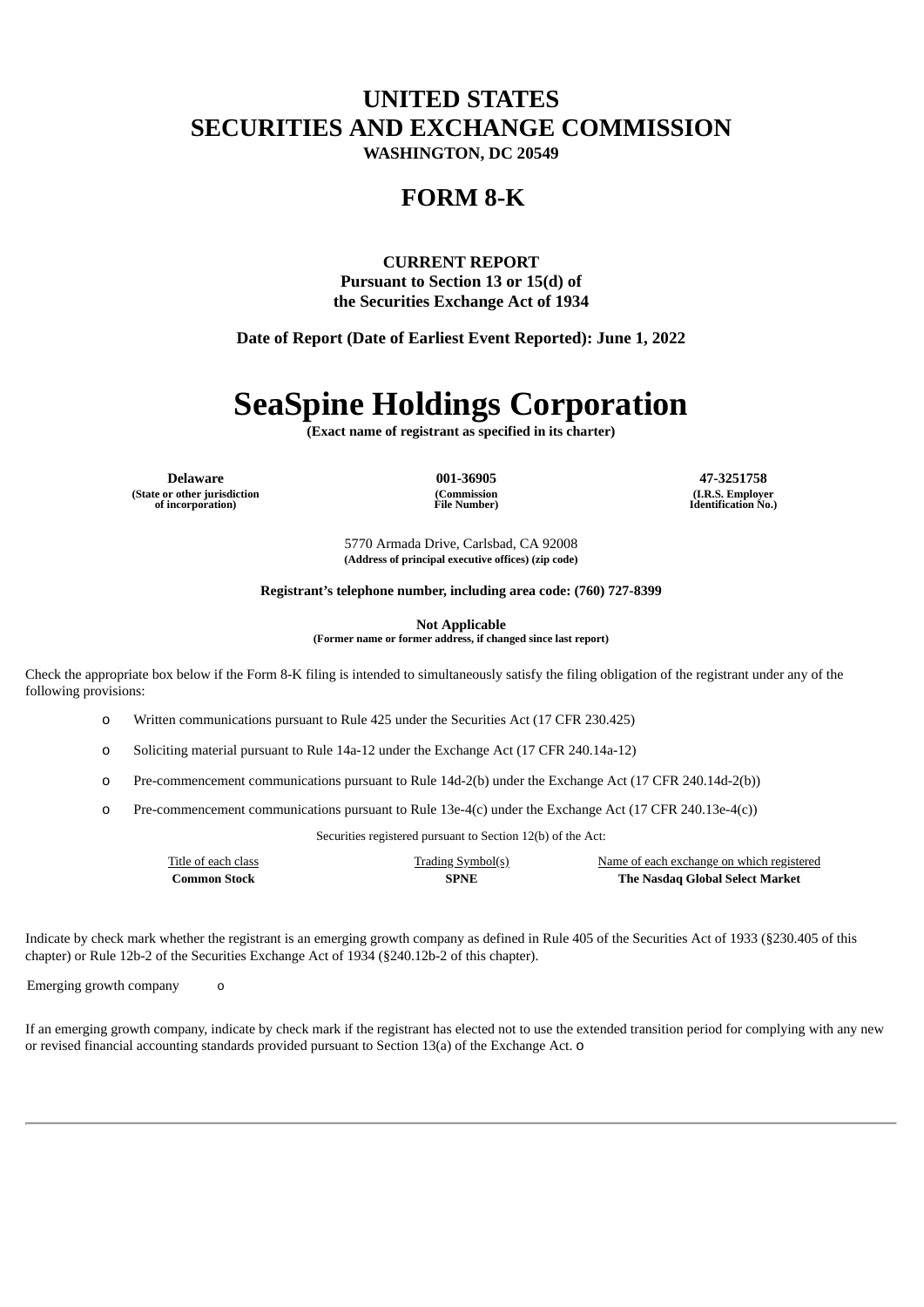# UNITED STATES
# SECURITIES AND EXCHANGE COMMISSION

**WASHINGTON, DC 20549**

## FORM 8-K

**CURRENT REPORT**
**Pursuant to Section 13 or 15(d) of**
**the Securities Exchange Act of 1934**

**Date of Report (Date of Earliest Event Reported): June 1, 2022**

# SeaSpine Holdings Corporation

**(Exact name of registrant as specified in its charter)**

| Delaware | 001-36905 | 47-3251758 |
|---|---|---|
| (State or other jurisdiction of incorporation) | (Commission File Number) | (I.R.S. Employer Identification No.) |

5770 Armada Drive, Carlsbad, CA 92008
**(Address of principal executive offices) (zip code)**

**Registrant's telephone number, including area code: (760) 727-8399**

**Not Applicable**
**(Former name or former address, if changed since last report)**

Check the appropriate box below if the Form 8-K filing is intended to simultaneously satisfy the filing obligation of the registrant under any of the following provisions:

o Written communications pursuant to Rule 425 under the Securities Act (17 CFR 230.425)

o Soliciting material pursuant to Rule 14a-12 under the Exchange Act (17 CFR 240.14a-12)

o Pre-commencement communications pursuant to Rule 14d-2(b) under the Exchange Act (17 CFR 240.14d-2(b))

o Pre-commencement communications pursuant to Rule 13e-4(c) under the Exchange Act (17 CFR 240.13e-4(c))

Securities registered pursuant to Section 12(b) of the Act:

| Title of each class | Trading Symbol(s) | Name of each exchange on which registered |
|---|---|---|
| **Common Stock** | **SPNE** | **The Nasdaq Global Select Market** |

Indicate by check mark whether the registrant is an emerging growth company as defined in Rule 405 of the Securities Act of 1933 (§230.405 of this chapter) or Rule 12b-2 of the Securities Exchange Act of 1934 (§240.12b-2 of this chapter).

Emerging growth company o

If an emerging growth company, indicate by check mark if the registrant has elected not to use the extended transition period for complying with any new or revised financial accounting standards provided pursuant to Section 13(a) of the Exchange Act. o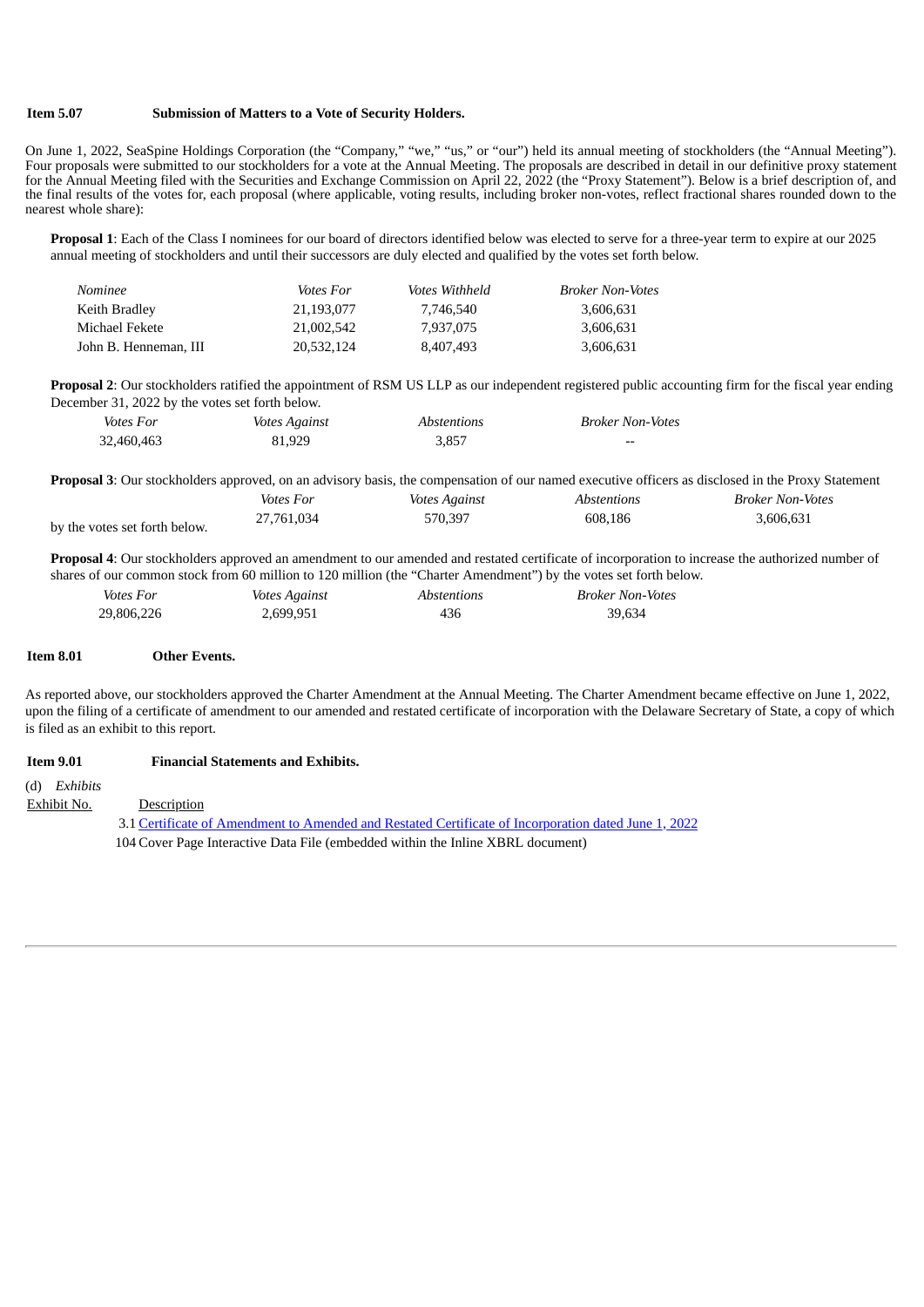**Item 5.07 Submission of Matters to a Vote of Security Holders.**

On June 1, 2022, SeaSpine Holdings Corporation (the "Company," "we," "us," or "our") held its annual meeting of stockholders (the "Annual Meeting"). Four proposals were submitted to our stockholders for a vote at the Annual Meeting. The proposals are described in detail in our definitive proxy statement for the Annual Meeting filed with the Securities and Exchange Commission on April 22, 2022 (the "Proxy Statement"). Below is a brief description of, and the final results of the votes for, each proposal (where applicable, voting results, including broker non-votes, reflect fractional shares rounded down to the nearest whole share):

**Proposal 1**: Each of the Class I nominees for our board of directors identified below was elected to serve for a three-year term to expire at our 2025 annual meeting of stockholders and until their successors are duly elected and qualified by the votes set forth below.

| *Nominee* | *Votes For* | *Votes Withheld* | *Broker Non-Votes* |
|---|---|---|---|
| Keith Bradley | 21,193,077 | 7,746,540 | 3,606,631 |
| Michael Fekete | 21,002,542 | 7,937,075 | 3,606,631 |
| John B. Henneman, III | 20,532,124 | 8,407,493 | 3,606,631 |

**Proposal 2**: Our stockholders ratified the appointment of RSM US LLP as our independent registered public accounting firm for the fiscal year ending December 31, 2022 by the votes set forth below.

| *Votes For* | *Votes Against* | *Abstentions* | *Broker Non-Votes* |
|---|---|---|---|
| 32,460,463 | 81,929 | 3,857 | -- |

**Proposal 3**: Our stockholders approved, on an advisory basis, the compensation of our named executive officers as disclosed in the Proxy Statement by the votes set forth below.

| *Votes For* | *Votes Against* | *Abstentions* | *Broker Non-Votes* |
|---|---|---|---|
| 27,761,034 | 570,397 | 608,186 | 3,606,631 |

**Proposal 4**: Our stockholders approved an amendment to our amended and restated certificate of incorporation to increase the authorized number of shares of our common stock from 60 million to 120 million (the "Charter Amendment") by the votes set forth below.

| *Votes For* | *Votes Against* | *Abstentions* | *Broker Non-Votes* |
|---|---|---|---|
| 29,806,226 | 2,699,951 | 436 | 39,634 |

**Item 8.01 Other Events.**

As reported above, our stockholders approved the Charter Amendment at the Annual Meeting. The Charter Amendment became effective on June 1, 2022, upon the filing of a certificate of amendment to our amended and restated certificate of incorporation with the Delaware Secretary of State, a copy of which is filed as an exhibit to this report.

**Item 9.01 Financial Statements and Exhibits.**

(d) *Exhibits*

| Exhibit No. | Description |
|---|---|
| 3.1 | Certificate of Amendment to Amended and Restated Certificate of Incorporation dated June 1, 2022 |
| 104 | Cover Page Interactive Data File (embedded within the Inline XBRL document) |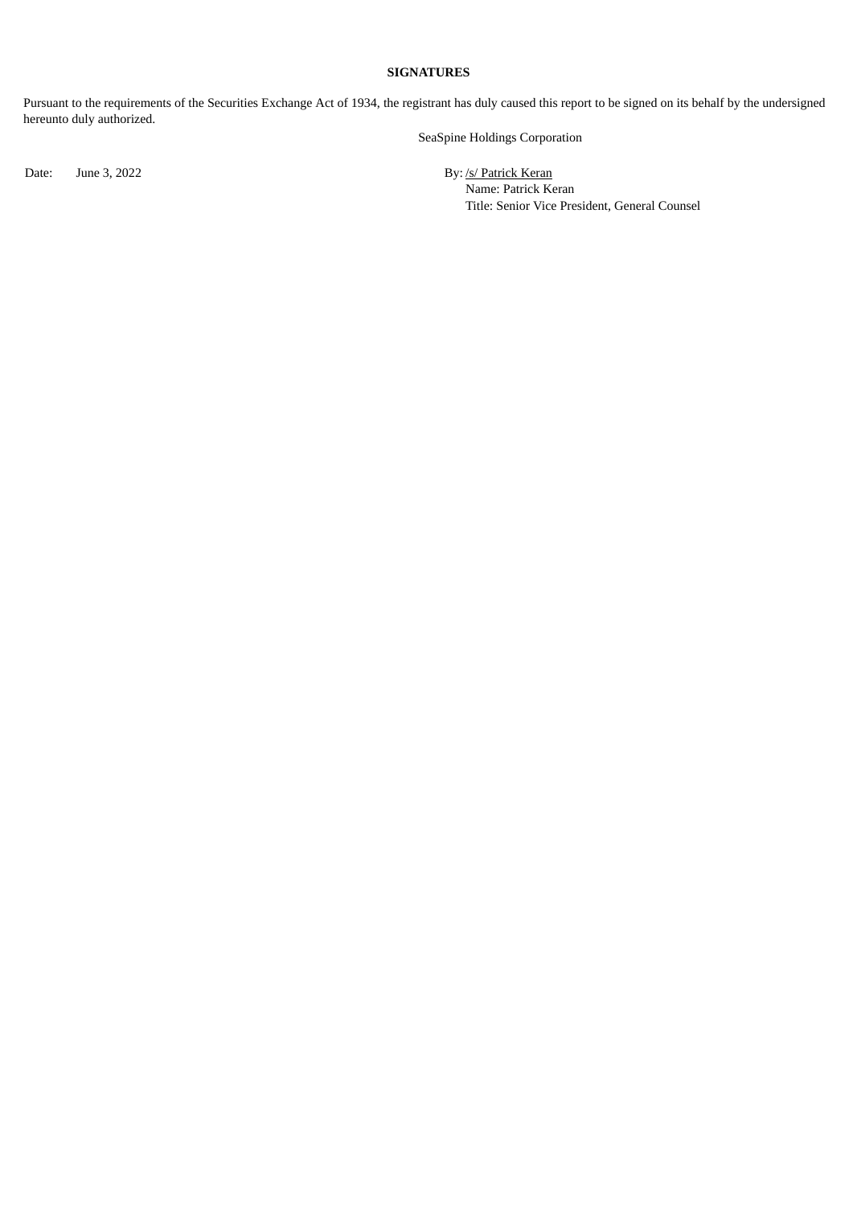**SIGNATURES**

Pursuant to the requirements of the Securities Exchange Act of 1934, the registrant has duly caused this report to be signed on its behalf by the undersigned hereunto duly authorized.

SeaSpine Holdings Corporation

Date: June 3, 2022

By: /s/ Patrick Keran
Name: Patrick Keran
Title: Senior Vice President, General Counsel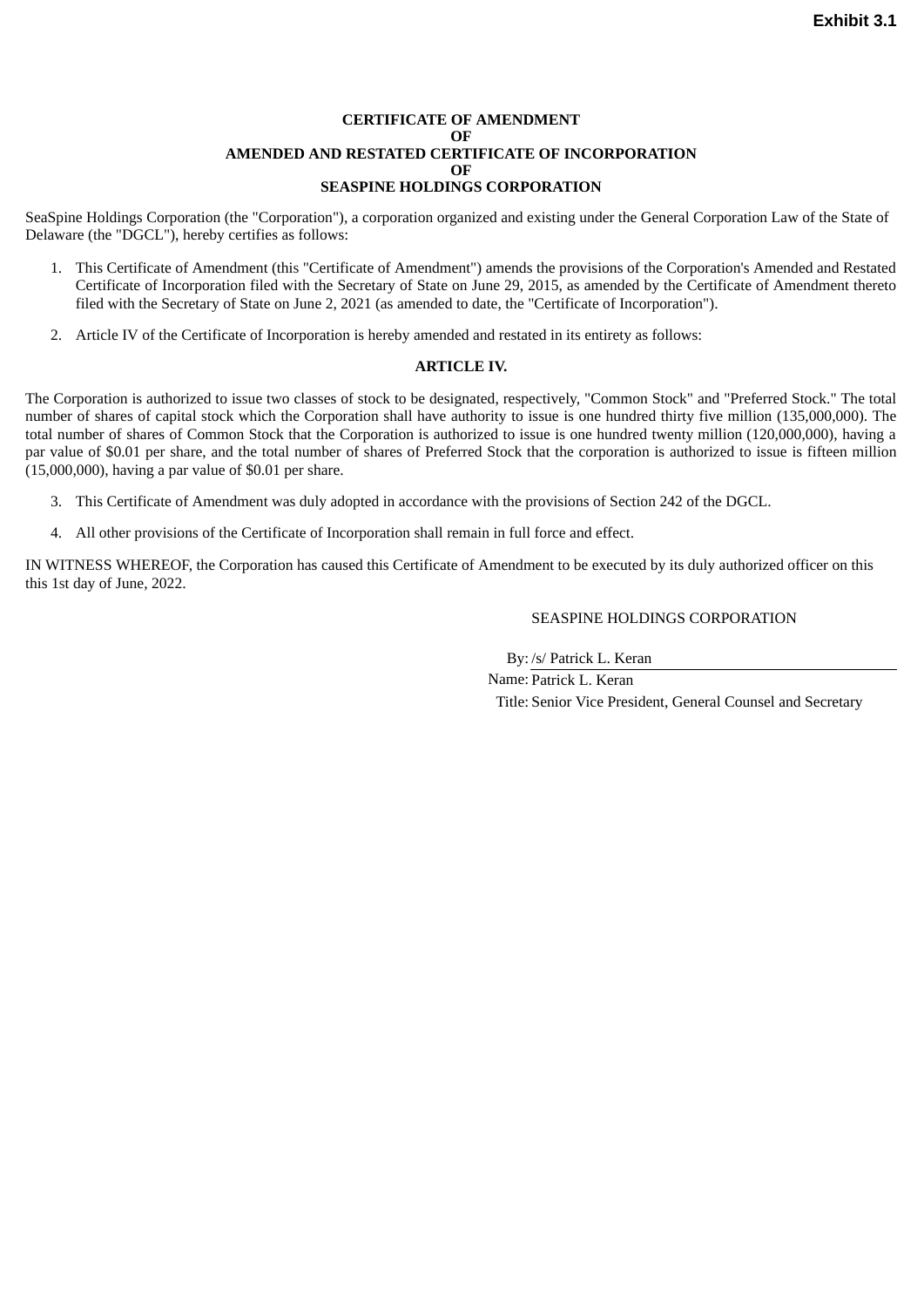Exhibit 3.1

**CERTIFICATE OF AMENDMENT**
**OF**
**AMENDED AND RESTATED CERTIFICATE OF INCORPORATION**
**OF**
**SEASPINE HOLDINGS CORPORATION**

SeaSpine Holdings Corporation (the "Corporation"), a corporation organized and existing under the General Corporation Law of the State of Delaware (the "DGCL"), hereby certifies as follows:

1. This Certificate of Amendment (this "Certificate of Amendment") amends the provisions of the Corporation's Amended and Restated Certificate of Incorporation filed with the Secretary of State on June 29, 2015, as amended by the Certificate of Amendment thereto filed with the Secretary of State on June 2, 2021 (as amended to date, the "Certificate of Incorporation").

2. Article IV of the Certificate of Incorporation is hereby amended and restated in its entirety as follows:

**ARTICLE IV.**

The Corporation is authorized to issue two classes of stock to be designated, respectively, "Common Stock" and "Preferred Stock." The total number of shares of capital stock which the Corporation shall have authority to issue is one hundred thirty five million (135,000,000). The total number of shares of Common Stock that the Corporation is authorized to issue is one hundred twenty million (120,000,000), having a par value of $0.01 per share, and the total number of shares of Preferred Stock that the corporation is authorized to issue is fifteen million (15,000,000), having a par value of $0.01 per share.

3. This Certificate of Amendment was duly adopted in accordance with the provisions of Section 242 of the DGCL.

4. All other provisions of the Certificate of Incorporation shall remain in full force and effect.

IN WITNESS WHEREOF, the Corporation has caused this Certificate of Amendment to be executed by its duly authorized officer on this this 1st day of June, 2022.

SEASPINE HOLDINGS CORPORATION

By: /s/ Patrick L. Keran
Name: Patrick L. Keran
Title: Senior Vice President, General Counsel and Secretary